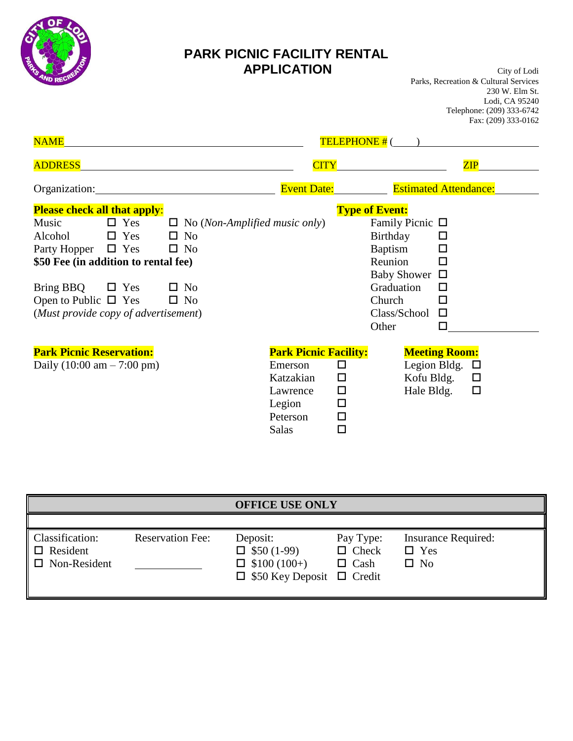# PARK PICNIC FACILITY RENTAL APPLICATION

City of Lodi
Parks, Recreation & Cultural Services
230 W. Elm St.
Lodi, CA 95240
Telephone: (209) 333-6742
Fax: (209) 333-0162

NAME ______________________________ TELEPHONE # (____) ______________

ADDRESS ______________________________ CITY ______________ ZIP ________

Organization: ______________________________ Event Date: ________ Estimated Attendance: ________

**Please check all that apply**:

Music ☐ Yes ☐ No (*Non-Amplified music only*)
Alcohol ☐ Yes ☐ No
Party Hopper ☐ Yes ☐ No
**$50 Fee (in addition to rental fee)**

Bring BBQ ☐ Yes ☐ No
Open to Public ☐ Yes ☐ No
(*Must provide copy of advertisement*)

**Type of Event:**

- Family Picnic ☐
- Birthday ☐
- Baptism ☐
- Reunion ☐
- Baby Shower ☐
- Graduation ☐
- Church ☐
- Class/School ☐
- Other ☐ ____________

**Park Picnic Reservation:**
Daily (10:00 am – 7:00 pm)

**Park Picnic Facility:**

- Emerson ☐
- Katzakian ☐
- Lawrence ☐
- Legion ☐
- Peterson ☐
- Salas ☐

**Meeting Room:**

- Legion Bldg. ☐
- Kofu Bldg. ☐
- Hale Bldg. ☐

| OFFICE USE ONLY | | | | |
|---|---|---|---|---|
| Classification:<br>☐ Resident<br>☐ Non-Resident | Reservation Fee:<br>____________ | Deposit:<br>☐ $50 (1-99)<br>☐ $100 (100+)<br>☐ $50 Key Deposit | Pay Type:<br>☐ Check<br>☐ Cash<br>☐ Credit | Insurance Required:<br>☐ Yes<br>☐ No |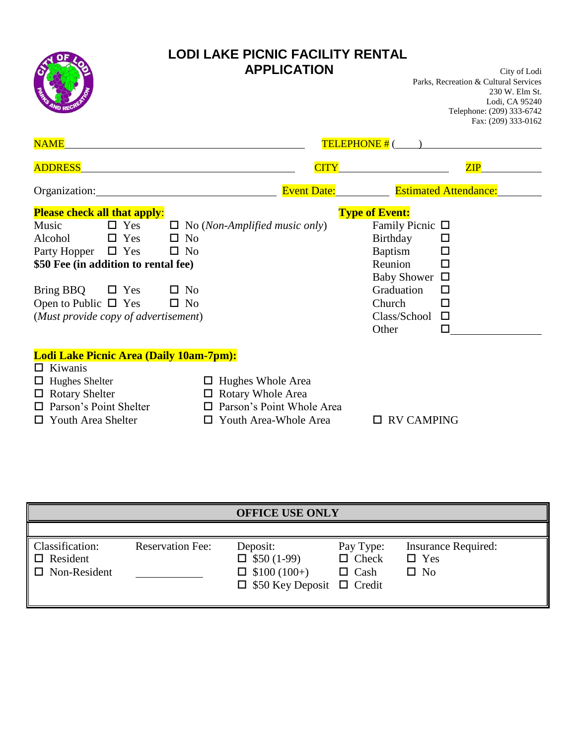# LODI LAKE PICNIC FACILITY RENTAL APPLICATION

City of Lodi
Parks, Recreation & Cultural Services
230 W. Elm St.
Lodi, CA 95240
Telephone: (209) 333-6742
Fax: (209) 333-0162

NAME ____________________ TELEPHONE # (____) ____________

ADDRESS ____________________ CITY ____________ ZIP ________

Organization: ____________________ Event Date: ________ Estimated Attendance: ________

**Please check all that apply**:

Music ☐ Yes ☐ No (*Non-Amplified music only*)
Alcohol ☐ Yes ☐ No
Party Hopper ☐ Yes ☐ No
**$50 Fee (in addition to rental fee)**

Bring BBQ ☐ Yes ☐ No
Open to Public ☐ Yes ☐ No
(*Must provide copy of advertisement*)

**Type of Event:**

- Family Picnic ☐
- Birthday ☐
- Baptism ☐
- Reunion ☐
- Baby Shower ☐
- Graduation ☐
- Church ☐
- Class/School ☐
- Other ☐ ____________

**Lodi Lake Picnic Area (Daily 10am-7pm):**

- ☐ Kiwanis
- ☐ Hughes Shelter
- ☐ Rotary Shelter
- ☐ Parson's Point Shelter
- ☐ Youth Area Shelter
- ☐ Hughes Whole Area
- ☐ Rotary Whole Area
- ☐ Parson's Point Whole Area
- ☐ Youth Area-Whole Area
- ☐ RV CAMPING

**OFFICE USE ONLY**

| Classification: | Reservation Fee: | Deposit: | Pay Type: | Insurance Required: |
|---|---|---|---|---|
| ☐ Resident | | ☐ $50 (1-99) | ☐ Check | ☐ Yes |
| ☐ Non-Resident | ____________ | ☐ $100 (100+) | ☐ Cash | ☐ No |
| | | ☐ $50 Key Deposit | ☐ Credit | |